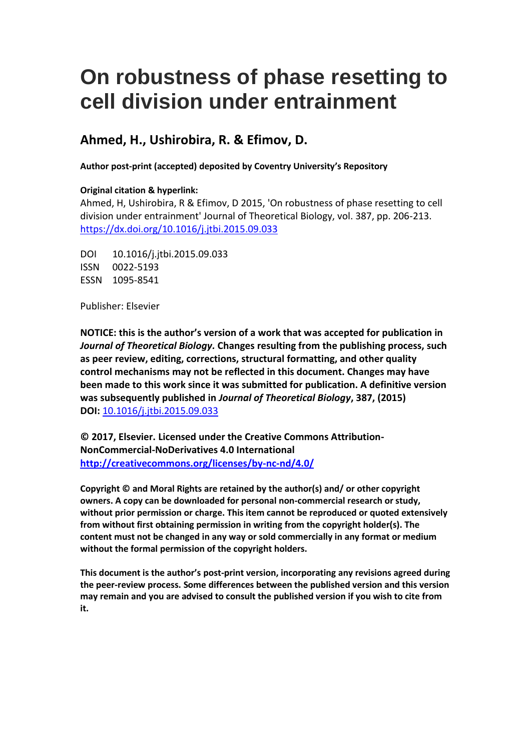# On robustness of phase resetting to cell division under entrainment

## Ahmed, H., Ushirobira, R. & Efimov, D.

**Author post-print (accepted) deposited by Coventry University's Repository**

**Original citation & hyperlink:**

Ahmed, H, Ushirobira, R & Efimov, D 2015, 'On robustness of phase resetting to cell division under entrainment' Journal of Theoretical Biology, vol. 387, pp. 206-213. https://dx.doi.org/10.1016/j.jtbi.2015.09.033

DOI 10.1016/j.jtbi.2015.09.033
ISSN 0022-5193
ESSN 1095-8541

Publisher: Elsevier

**NOTICE: this is the author's version of a work that was accepted for publication in *Journal of Theoretical Biology.* Changes resulting from the publishing process, such as peer review, editing, corrections, structural formatting, and other quality control mechanisms may not be reflected in this document. Changes may have been made to this work since it was submitted for publication. A definitive version was subsequently published in *Journal of Theoretical Biology*, 387, (2015) DOI: 10.1016/j.jtbi.2015.09.033**

**© 2017, Elsevier. Licensed under the Creative Commons Attribution-NonCommercial-NoDerivatives 4.0 International**
**http://creativecommons.org/licenses/by-nc-nd/4.0/**

**Copyright © and Moral Rights are retained by the author(s) and/ or other copyright owners. A copy can be downloaded for personal non-commercial research or study, without prior permission or charge. This item cannot be reproduced or quoted extensively from without first obtaining permission in writing from the copyright holder(s). The content must not be changed in any way or sold commercially in any format or medium without the formal permission of the copyright holders.**

**This document is the author's post-print version, incorporating any revisions agreed during the peer-review process. Some differences between the published version and this version may remain and you are advised to consult the published version if you wish to cite from it.**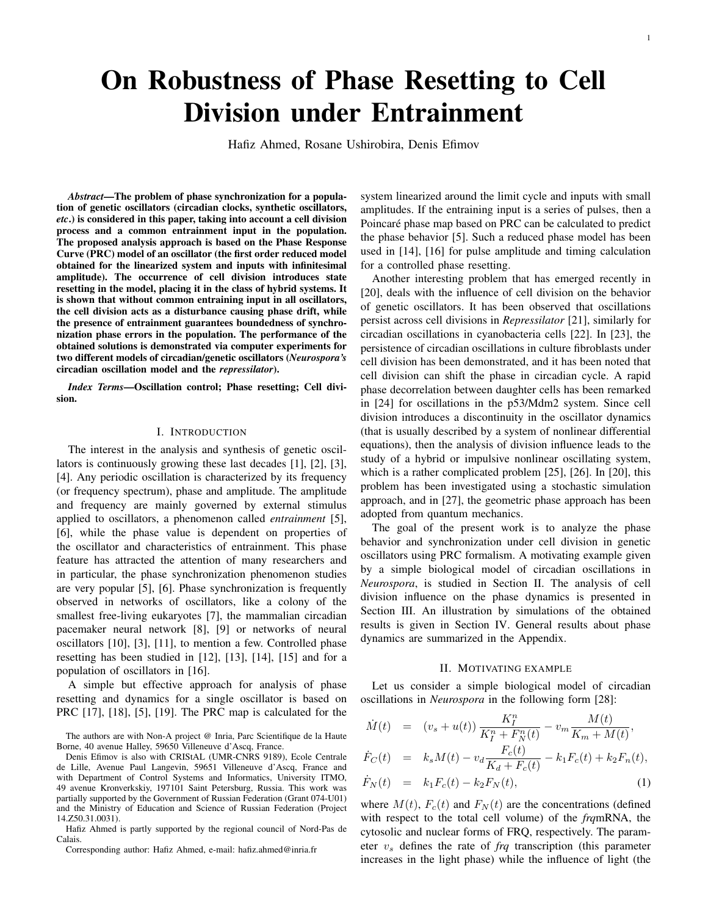# On Robustness of Phase Resetting to Cell Division under Entrainment

Hafiz Ahmed, Rosane Ushirobira, Denis Efimov

***Abstract*—The problem of phase synchronization for a population of genetic oscillators (circadian clocks, synthetic oscillators, *etc*.) is considered in this paper, taking into account a cell division process and a common entrainment input in the population. The proposed analysis approach is based on the Phase Response Curve (PRC) model of an oscillator (the first order reduced model obtained for the linearized system and inputs with infinitesimal amplitude). The occurrence of cell division introduces state resetting in the model, placing it in the class of hybrid systems. It is shown that without common entraining input in all oscillators, the cell division acts as a disturbance causing phase drift, while the presence of entrainment guarantees boundedness of synchronization phase errors in the population. The performance of the obtained solutions is demonstrated via computer experiments for two different models of circadian/genetic oscillators (*Neurospora's* circadian oscillation model and the *repressilator*).**

***Index Terms*—Oscillation control; Phase resetting; Cell division.**

## I. Introduction

The interest in the analysis and synthesis of genetic oscillators is continuously growing these last decades [1], [2], [3], [4]. Any periodic oscillation is characterized by its frequency (or frequency spectrum), phase and amplitude. The amplitude and frequency are mainly governed by external stimulus applied to oscillators, a phenomenon called *entrainment* [5], [6], while the phase value is dependent on properties of the oscillator and characteristics of entrainment. This phase feature has attracted the attention of many researchers and in particular, the phase synchronization phenomenon studies are very popular [5], [6]. Phase synchronization is frequently observed in networks of oscillators, like a colony of the smallest free-living eukaryotes [7], the mammalian circadian pacemaker neural network [8], [9] or networks of neural oscillators [10], [3], [11], to mention a few. Controlled phase resetting has been studied in [12], [13], [14], [15] and for a population of oscillators in [16].

A simple but effective approach for analysis of phase resetting and dynamics for a single oscillator is based on PRC [17], [18], [5], [19]. The PRC map is calculated for the system linearized around the limit cycle and inputs with small amplitudes. If the entraining input is a series of pulses, then a Poincaré phase map based on PRC can be calculated to predict the phase behavior [5]. Such a reduced phase model has been used in [14], [16] for pulse amplitude and timing calculation for a controlled phase resetting.

Another interesting problem that has emerged recently in [20], deals with the influence of cell division on the behavior of genetic oscillators. It has been observed that oscillations persist across cell divisions in *Repressilator* [21], similarly for circadian oscillations in cyanobacteria cells [22]. In [23], the persistence of circadian oscillations in culture fibroblasts under cell division has been demonstrated, and it has been noted that cell division can shift the phase in circadian cycle. A rapid phase decorrelation between daughter cells has been remarked in [24] for oscillations in the p53/Mdm2 system. Since cell division introduces a discontinuity in the oscillator dynamics (that is usually described by a system of nonlinear differential equations), then the analysis of division influence leads to the study of a hybrid or impulsive nonlinear oscillating system, which is a rather complicated problem [25], [26]. In [20], this problem has been investigated using a stochastic simulation approach, and in [27], the geometric phase approach has been adopted from quantum mechanics.

The goal of the present work is to analyze the phase behavior and synchronization under cell division in genetic oscillators using PRC formalism. A motivating example given by a simple biological model of circadian oscillations in *Neurospora*, is studied in Section II. The analysis of cell division influence on the phase dynamics is presented in Section III. An illustration by simulations of the obtained results is given in Section IV. General results about phase dynamics are summarized in the Appendix.

## II. Motivating example

Let us consider a simple biological model of circadian oscillations in *Neurospora* in the following form [28]:

$$
\begin{aligned}
\dot{M}(t) &= (v_s + u(t))\frac{K_I^n}{K_I^n + F_N^n(t)} - v_m\frac{M(t)}{K_m + M(t)},\\
\dot{F}_C(t) &= k_s M(t) - v_d\frac{F_c(t)}{K_d + F_c(t)} - k_1 F_c(t) + k_2 F_n(t),\\
\dot{F}_N(t) &= k_1 F_c(t) - k_2 F_N(t), \qquad (1)
\end{aligned}
$$

where $M(t)$, $F_c(t)$ and $F_N(t)$ are the concentrations (defined with respect to the total cell volume) of the *frq*mRNA, the cytosolic and nuclear forms of FRQ, respectively. The parameter $v_s$ defines the rate of *frq* transcription (this parameter increases in the light phase) while the influence of light (the

The authors are with Non-A project @ Inria, Parc Scientifique de la Haute Borne, 40 avenue Halley, 59650 Villeneuve d'Ascq, France.

Denis Efimov is also with CRIStAL (UMR-CNRS 9189), Ecole Centrale de Lille, Avenue Paul Langevin, 59651 Villeneuve d'Ascq, France and with Department of Control Systems and Informatics, University ITMO, 49 avenue Kronverkskiy, 197101 Saint Petersburg, Russia. This work was partially supported by the Government of Russian Federation (Grant 074-U01) and the Ministry of Education and Science of Russian Federation (Project 14.Z50.31.0031).

Hafiz Ahmed is partly supported by the regional council of Nord-Pas de Calais.

Corresponding author: Hafiz Ahmed, e-mail: hafiz.ahmed@inria.fr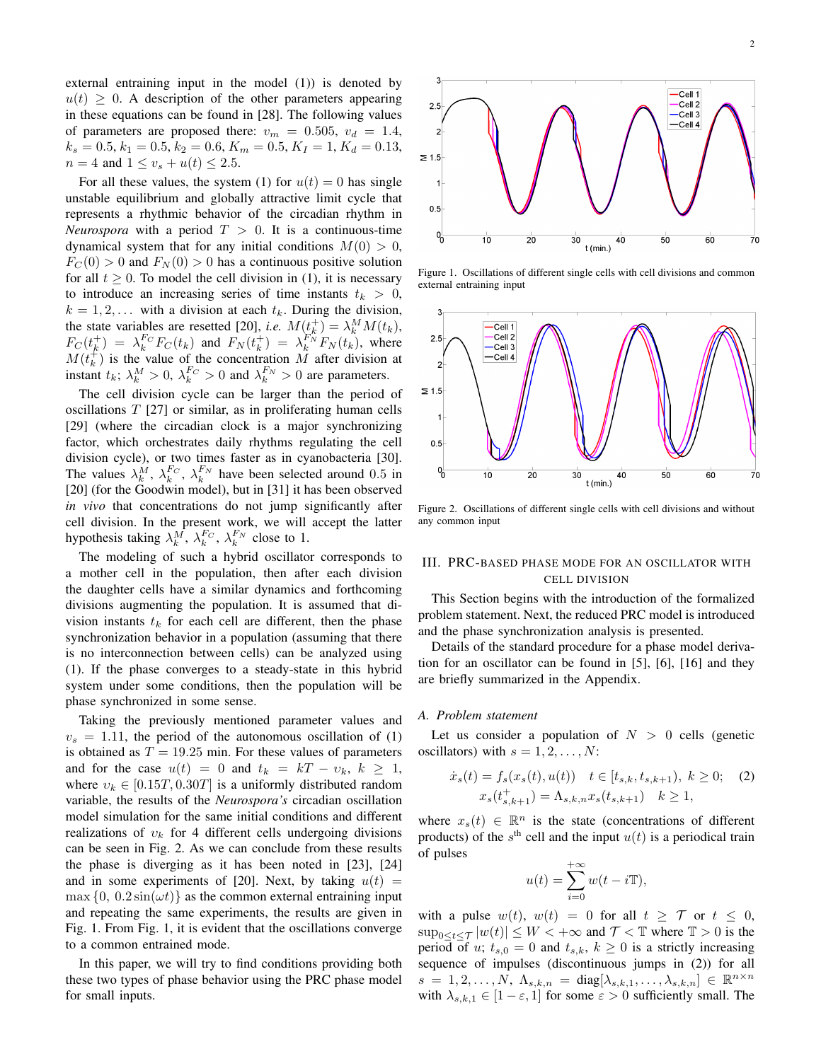external entraining input in the model (1)) is denoted by $u(t) \geq 0$. A description of the other parameters appearing in these equations can be found in [28]. The following values of parameters are proposed there: $v_m = 0.505$, $v_d = 1.4$, $k_s = 0.5$, $k_1 = 0.5$, $k_2 = 0.6$, $K_m = 0.5$, $K_I = 1$, $K_d = 0.13$, $n = 4$ and $1 \leq v_s + u(t) \leq 2.5$.

For all these values, the system (1) for $u(t) = 0$ has single unstable equilibrium and globally attractive limit cycle that represents a rhythmic behavior of the circadian rhythm in *Neurospora* with a period $T > 0$. It is a continuous-time dynamical system that for any initial conditions $M(0) > 0$, $F_C(0) > 0$ and $F_N(0) > 0$ has a continuous positive solution for all $t \geq 0$. To model the cell division in (1), it is necessary to introduce an increasing series of time instants $t_k > 0$, $k = 1, 2, \ldots$ with a division at each $t_k$. During the division, the state variables are resetted [20], *i.e.* $M(t_k^+) = \lambda_k^M M(t_k)$, $F_C(t_k^+) = \lambda_k^{F_C} F_C(t_k)$ and $F_N(t_k^+) = \lambda_k^{F_N} F_N(t_k)$, where $M(t_k^+)$ is the value of the concentration $M$ after division at instant $t_k$; $\lambda_k^M > 0$, $\lambda_k^{F_C} > 0$ and $\lambda_k^{F_N} > 0$ are parameters.

The cell division cycle can be larger than the period of oscillations $T$ [27] or similar, as in proliferating human cells [29] (where the circadian clock is a major synchronizing factor, which orchestrates daily rhythms regulating the cell division cycle), or two times faster as in cyanobacteria [30]. The values $\lambda_k^M$, $\lambda_k^{F_C}$, $\lambda_k^{F_N}$ have been selected around 0.5 in [20] (for the Goodwin model), but in [31] it has been observed *in vivo* that concentrations do not jump significantly after cell division. In the present work, we will accept the latter hypothesis taking $\lambda_k^M$, $\lambda_k^{F_C}$, $\lambda_k^{F_N}$ close to 1.

The modeling of such a hybrid oscillator corresponds to a mother cell in the population, then after each division the daughter cells have a similar dynamics and forthcoming divisions augmenting the population. It is assumed that division instants $t_k$ for each cell are different, then the phase synchronization behavior in a population (assuming that there is no interconnection between cells) can be analyzed using (1). If the phase converges to a steady-state in this hybrid system under some conditions, then the population will be phase synchronized in some sense.

Taking the previously mentioned parameter values and $v_s = 1.11$, the period of the autonomous oscillation of (1) is obtained as $T = 19.25$ min. For these values of parameters and for the case $u(t) = 0$ and $t_k = kT - \upsilon_k$, $k \geq 1$, where $\upsilon_k \in [0.15T, 0.30T]$ is a uniformly distributed random variable, the results of the *Neurospora's* circadian oscillation model simulation for the same initial conditions and different realizations of $\upsilon_k$ for 4 different cells undergoing divisions can be seen in Fig. 2. As we can conclude from these results the phase is diverging as it has been noted in [23], [24] and in some experiments of [20]. Next, by taking $u(t) = \max\{0,\ 0.2\sin(\omega t)\}$ as the common external entraining input and repeating the same experiments, the results are given in Fig. 1. From Fig. 1, it is evident that the oscillations converge to a common entrained mode.

In this paper, we will try to find conditions providing both these two types of phase behavior using the PRC phase model for small inputs.

Figure 1. Oscillations of different single cells with cell divisions and common external entraining input

Figure 2. Oscillations of different single cells with cell divisions and without any common input

## III. PRC-based phase mode for an oscillator with cell division

This Section begins with the introduction of the formalized problem statement. Next, the reduced PRC model is introduced and the phase synchronization analysis is presented.

Details of the standard procedure for a phase model derivation for an oscillator can be found in [5], [6], [16] and they are briefly summarized in the Appendix.

### A. Problem statement

Let us consider a population of $N > 0$ cells (genetic oscillators) with $s = 1, 2, \ldots, N$:

$$\dot{x}_s(t) = f_s(x_s(t), u(t)) \quad t \in [t_{s,k}, t_{s,k+1}),\ k \geq 0; \tag{2}$$
$$x_s(t_{s,k+1}^+) = \Lambda_{s,k,n} x_s(t_{s,k+1}) \quad k \geq 1,$$

where $x_s(t) \in \mathbb{R}^n$ is the state (concentrations of different products) of the $s^{\text{th}}$ cell and the input $u(t)$ is a periodical train of pulses

$$u(t) = \sum_{i=0}^{+\infty} w(t - i\mathbb{T}),$$

with a pulse $w(t)$, $w(t) = 0$ for all $t \geq \mathcal{T}$ or $t \leq 0$, $\sup_{0 \leq t \leq \mathcal{T}} |w(t)| \leq W < +\infty$ and $\mathcal{T} < \mathbb{T}$ where $\mathbb{T} > 0$ is the period of $u$; $t_{s,0} = 0$ and $t_{s,k}$, $k \geq 0$ is a strictly increasing sequence of impulses (discontinuous jumps in (2)) for all $s = 1, 2, \ldots, N$, $\Lambda_{s,k,n} = \text{diag}[\lambda_{s,k,1}, \ldots, \lambda_{s,k,n}] \in \mathbb{R}^{n \times n}$ with $\lambda_{s,k,1} \in [1 - \varepsilon, 1]$ for some $\varepsilon > 0$ sufficiently small. The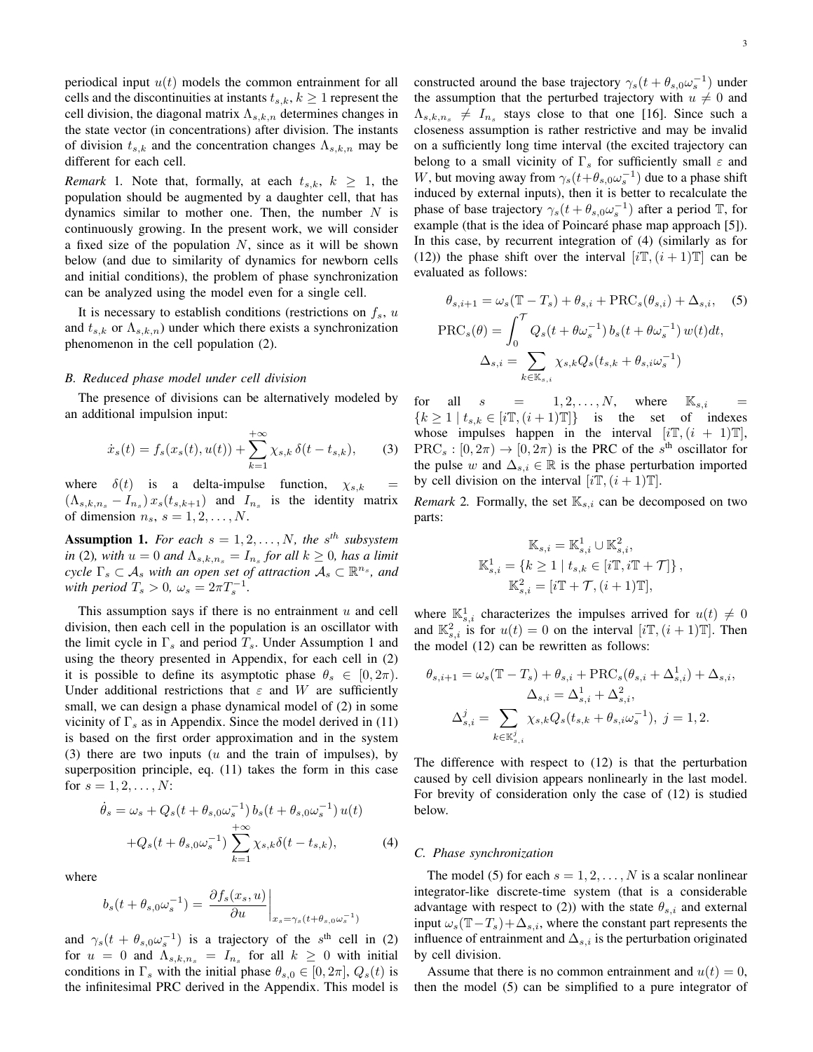periodical input $u(t)$ models the common entrainment for all cells and the discontinuities at instants $t_{s,k}$, $k \geq 1$ represent the cell division, the diagonal matrix $\Lambda_{s,k,n}$ determines changes in the state vector (in concentrations) after division. The instants of division $t_{s,k}$ and the concentration changes $\Lambda_{s,k,n}$ may be different for each cell.

*Remark* 1. Note that, formally, at each $t_{s,k}$, $k \geq 1$, the population should be augmented by a daughter cell, that has dynamics similar to mother one. Then, the number $N$ is continuously growing. In the present work, we will consider a fixed size of the population $N$, since as it will be shown below (and due to similarity of dynamics for newborn cells and initial conditions), the problem of phase synchronization can be analyzed using the model even for a single cell.

It is necessary to establish conditions (restrictions on $f_s$, $u$ and $t_{s,k}$ or $\Lambda_{s,k,n}$) under which there exists a synchronization phenomenon in the cell population (2).

### B. Reduced phase model under cell division

The presence of divisions can be alternatively modeled by an additional impulsion input:

$$\dot{x}_s(t) = f_s(x_s(t), u(t)) + \sum_{k=1}^{+\infty} \chi_{s,k}\, \delta(t - t_{s,k}), \qquad (3)$$

where $\delta(t)$ is a delta-impulse function, $\chi_{s,k} = (\Lambda_{s,k,n_s} - I_{n_s})\, x_s(t_{s,k+1})$ and $I_{n_s}$ is the identity matrix of dimension $n_s$, $s = 1, 2, \ldots, N$.

**Assumption 1.** *For each $s = 1, 2, \ldots, N$, the $s^{th}$ subsystem in* (2)*, with $u = 0$ and $\Lambda_{s,k,n_s} = I_{n_s}$ for all $k \geq 0$, has a limit cycle $\Gamma_s \subset \mathcal{A}_s$ with an open set of attraction $\mathcal{A}_s \subset \mathbb{R}^{n_s}$, and with period $T_s > 0$, $\omega_s = 2\pi T_s^{-1}$.*

This assumption says if there is no entrainment $u$ and cell division, then each cell in the population is an oscillator with the limit cycle in $\Gamma_s$ and period $T_s$. Under Assumption 1 and using the theory presented in Appendix, for each cell in (2) it is possible to define its asymptotic phase $\theta_s \in [0, 2\pi)$. Under additional restrictions that $\varepsilon$ and $W$ are sufficiently small, we can design a phase dynamical model of (2) in some vicinity of $\Gamma_s$ as in Appendix. Since the model derived in (11) is based on the first order approximation and in the system (3) there are two inputs ($u$ and the train of impulses), by superposition principle, eq. (11) takes the form in this case for $s = 1, 2, \ldots, N$:

$$\begin{aligned}\dot{\theta}_s = \omega_s &+ Q_s(t + \theta_{s,0}\omega_s^{-1})\, b_s(t + \theta_{s,0}\omega_s^{-1})\, u(t) \\ &+ Q_s(t + \theta_{s,0}\omega_s^{-1}) \sum_{k=1}^{+\infty} \chi_{s,k} \delta(t - t_{s,k}), \qquad (4)\end{aligned}$$

where

$$b_s(t + \theta_{s,0}\omega_s^{-1}) = \left. \frac{\partial f_s(x_s, u)}{\partial u} \right|_{x_s = \gamma_s(t + \theta_{s,0}\omega_s^{-1})}$$

and $\gamma_s(t + \theta_{s,0}\omega_s^{-1})$ is a trajectory of the $s^{th}$ cell in (2) for $u = 0$ and $\Lambda_{s,k,n_s} = I_{n_s}$ for all $k \geq 0$ with initial conditions in $\Gamma_s$ with the initial phase $\theta_{s,0} \in [0, 2\pi]$, $Q_s(t)$ is the infinitesimal PRC derived in the Appendix. This model is constructed around the base trajectory $\gamma_s(t + \theta_{s,0}\omega_s^{-1})$ under the assumption that the perturbed trajectory with $u \neq 0$ and $\Lambda_{s,k,n_s} \neq I_{n_s}$ stays close to that one [16]. Since such a closeness assumption is rather restrictive and may be invalid on a sufficiently long time interval (the excited trajectory can belong to a small vicinity of $\Gamma_s$ for sufficiently small $\varepsilon$ and $W$, but moving away from $\gamma_s(t + \theta_{s,0}\omega_s^{-1})$ due to a phase shift induced by external inputs), then it is better to recalculate the phase of base trajectory $\gamma_s(t + \theta_{s,0}\omega_s^{-1})$ after a period $\mathbb{T}$, for example (that is the idea of Poincaré phase map approach [5]). In this case, by recurrent integration of (4) (similarly as for (12)) the phase shift over the interval $[i\mathbb{T}, (i+1)\mathbb{T}]$ can be evaluated as follows:

$$\theta_{s,i+1} = \omega_s(\mathbb{T} - T_s) + \theta_{s,i} + \mathrm{PRC}_s(\theta_{s,i}) + \Delta_{s,i}, \qquad (5)$$

$$\mathrm{PRC}_s(\theta) = \int_0^{\mathcal{T}} Q_s(t + \theta\omega_s^{-1})\, b_s(t + \theta\omega_s^{-1})\, w(t) dt,$$

$$\Delta_{s,i} = \sum_{k \in \mathbb{K}_{s,i}} \chi_{s,k} Q_s(t_{s,k} + \theta_{s,i}\omega_s^{-1})$$

for all $s = 1, 2, \ldots, N$, where $\mathbb{K}_{s,i} = \{k \geq 1 \mid t_{s,k} \in [i\mathbb{T}, (i+1)\mathbb{T}]\}$ is the set of indexes whose impulses happen in the interval $[i\mathbb{T}, (i+1)\mathbb{T}]$, $\mathrm{PRC}_s : [0, 2\pi) \to [0, 2\pi)$ is the PRC of the $s^{\text{th}}$ oscillator for the pulse $w$ and $\Delta_{s,i} \in \mathbb{R}$ is the phase perturbation imported by cell division on the interval $[i\mathbb{T}, (i+1)\mathbb{T}]$.

*Remark* 2. Formally, the set $\mathbb{K}_{s,i}$ can be decomposed on two parts:

$$\mathbb{K}_{s,i} = \mathbb{K}_{s,i}^1 \cup \mathbb{K}_{s,i}^2,$$
$$\mathbb{K}_{s,i}^1 = \{k \geq 1 \mid t_{s,k} \in [i\mathbb{T}, i\mathbb{T} + \mathcal{T}]\},$$
$$\mathbb{K}_{s,i}^2 = [i\mathbb{T} + \mathcal{T}, (i+1)\mathbb{T}],$$

where $\mathbb{K}_{s,i}^1$ characterizes the impulses arrived for $u(t) \neq 0$ and $\mathbb{K}_{s,i}^2$ is for $u(t) = 0$ on the interval $[i\mathbb{T}, (i+1)\mathbb{T}]$. Then the model (12) can be rewritten as follows:

$$\theta_{s,i+1} = \omega_s(\mathbb{T} - T_s) + \theta_{s,i} + \mathrm{PRC}_s(\theta_{s,i} + \Delta_{s,i}^1) + \Delta_{s,i},$$
$$\Delta_{s,i} = \Delta_{s,i}^1 + \Delta_{s,i}^2,$$
$$\Delta_{s,i}^j = \sum_{k \in \mathbb{K}_{s,i}^j} \chi_{s,k} Q_s(t_{s,k} + \theta_{s,i}\omega_s^{-1}),\ j = 1, 2.$$

The difference with respect to (12) is that the perturbation caused by cell division appears nonlinearly in the last model. For brevity of consideration only the case of (12) is studied below.

### C. Phase synchronization

The model (5) for each $s = 1, 2, \ldots, N$ is a scalar nonlinear integrator-like discrete-time system (that is a considerable advantage with respect to (2)) with the state $\theta_{s,i}$ and external input $\omega_s(\mathbb{T} - T_s) + \Delta_{s,i}$, where the constant part represents the influence of entrainment and $\Delta_{s,i}$ is the perturbation originated by cell division.

Assume that there is no common entrainment and $u(t) = 0$, then the model (5) can be simplified to a pure integrator of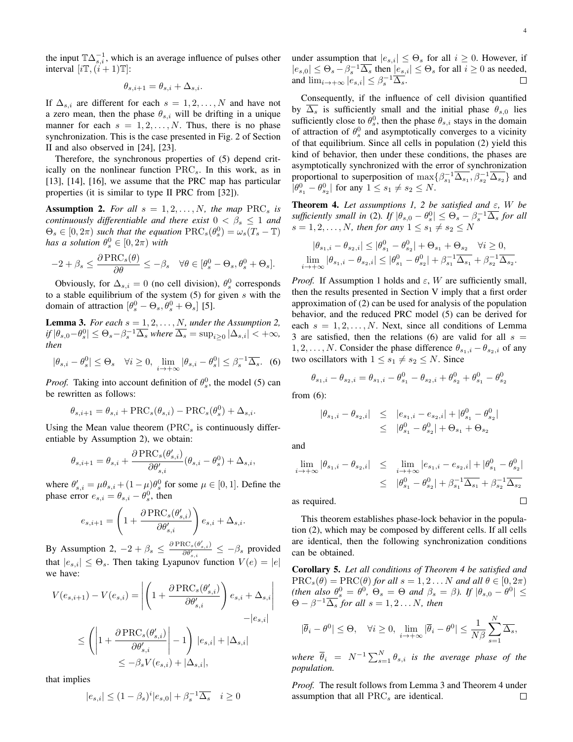the input $\mathbb{T}\Delta_{s,i}^{-1}$, which is an average influence of pulses other interval $[i\mathbb{T},(i+1)\mathbb{T}]$:

$$\theta_{s,i+1} = \theta_{s,i} + \Delta_{s,i}.$$

If $\Delta_{s,i}$ are different for each $s = 1,2,\ldots,N$ and have not a zero mean, then the phase $\theta_{s,i}$ will be drifting in a unique manner for each $s = 1,2,\ldots,N$. Thus, there is no phase synchronization. This is the case presented in Fig. 2 of Section II and also observed in [24], [23].

Therefore, the synchronous properties of (5) depend critically on the nonlinear function $\mathrm{PRC}_s$. In this work, as in [13], [14], [16], we assume that the PRC map has particular properties (it is similar to type II PRC from [32]).

**Assumption 2.** *For all $s = 1,2,\ldots,N$, the map $\mathrm{PRC}_s$ is continuously differentiable and there exist $0 < \beta_s \le 1$ and $\Theta_s \in [0,2\pi)$ such that the equation $\mathrm{PRC}_s(\theta_s^0) = \omega_s(T_s - \mathbb{T})$ has a solution $\theta_s^0 \in [0,2\pi)$ with*

$$-2 + \beta_s \le \frac{\partial\,\mathrm{PRC}_s(\theta)}{\partial\theta} \le -\beta_s \quad \forall\theta \in [\theta_s^0 - \Theta_s, \theta_s^0 + \Theta_s].$$

Obviously, for $\Delta_{s,i} = 0$ (no cell division), $\theta_s^0$ corresponds to a stable equilibrium of the system (5) for given $s$ with the domain of attraction $[\theta_s^0 - \Theta_s, \theta_s^0 + \Theta_s]$ [5].

**Lemma 3.** *For each $s = 1,2,\ldots,N$, under the Assumption 2, if $|\theta_{s,0} - \theta_s^0| \le \Theta_s - \beta_s^{-1}\overline{\Delta_s}$ where $\overline{\Delta_s} = \sup_{i\ge 0}|\Delta_{s,i}| < +\infty$, then*

$$|\theta_{s,i} - \theta_s^0| \le \Theta_s \quad \forall i \ge 0, \ \lim_{i\to+\infty}|\theta_{s,i} - \theta_s^0| \le \beta_s^{-1}\overline{\Delta_s}. \quad (6)$$

*Proof.* Taking into account definition of $\theta_s^0$, the model (5) can be rewritten as follows:

$$\theta_{s,i+1} = \theta_{s,i} + \mathrm{PRC}_s(\theta_{s,i}) - \mathrm{PRC}_s(\theta_s^0) + \Delta_{s,i}.$$

Using the Mean value theorem ($\mathrm{PRC}_s$ is continuously differentiable by Assumption 2), we obtain:

$$\theta_{s,i+1} = \theta_{s,i} + \frac{\partial\,\mathrm{PRC}_s(\theta'_{s,i})}{\partial\theta'_{s,i}}(\theta_{s,i} - \theta_s^0) + \Delta_{s,i},$$

where $\theta'_{s,i} = \mu\theta_{s,i} + (1-\mu)\theta_s^0$ for some $\mu \in [0,1]$. Define the phase error $e_{s,i} = \theta_{s,i} - \theta_s^0$, then

$$e_{s,i+1} = \left(1 + \frac{\partial\,\mathrm{PRC}_s(\theta'_{s,i})}{\partial\theta'_{s,i}}\right)e_{s,i} + \Delta_{s,i}.$$

By Assumption 2, $-2 + \beta_s \le \frac{\partial\,\mathrm{PRC}_s(\theta'_{s,i})}{\partial\theta'_{s,i}} \le -\beta_s$ provided that $|e_{s,i}| \le \Theta_s$. Then taking Lyapunov function $V(e) = |e|$ we have:

$$V(e_{s,i+1}) - V(e_{s,i}) = \left|\left(1 + \frac{\partial\,\mathrm{PRC}_s(\theta'_{s,i})}{\partial\theta'_{s,i}}\right)e_{s,i} + \Delta_{s,i}\right| - |e_{s,i}|$$

$$\le \left(\left|1 + \frac{\partial\,\mathrm{PRC}_s(\theta'_{s,i})}{\partial\theta'_{s,i}}\right| - 1\right)|e_{s,i}| + |\Delta_{s,i}|$$

$$\le -\beta_s V(e_{s,i}) + |\Delta_{s,i}|,$$

that implies

$$|e_{s,i}| \le (1-\beta_s)^i|e_{s,0}| + \beta_s^{-1}\overline{\Delta_s} \quad i \ge 0$$

under assumption that $|e_{s,i}| \le \Theta_s$ for all $i \ge 0$. However, if $|e_{s,0}| \le \Theta_s - \beta_s^{-1}\overline{\Delta_s}$ then $|e_{s,i}| \le \Theta_s$ for all $i \ge 0$ as needed, and $\lim_{i\to+\infty}|e_{s,i}| \le \beta_s^{-1}\overline{\Delta_s}$. ☐

Consequently, if the influence of cell division quantified by $\overline{\Delta_s}$ is sufficiently small and the initial phase $\theta_{s,0}$ lies sufficiently close to $\theta_s^0$, then the phase $\theta_{s,i}$ stays in the domain of attraction of $\theta_s^0$ and asymptotically converges to a vicinity of that equilibrium. Since all cells in population (2) yield this kind of behavior, then under these conditions, the phases are asymptotically synchronized with the error of synchronization proportional to superposition of $\max\{\beta_{s_1}^{-1}\overline{\Delta_{s_1}}, \beta_{s_2}^{-1}\overline{\Delta_{s_2}}\}$ and $|\theta_{s_1}^0 - \theta_{s_2}^0|$ for any $1 \le s_1 \ne s_2 \le N$.

**Theorem 4.** *Let assumptions 1, 2 be satisfied and $\varepsilon$, $W$ be sufficiently small in (2). If $|\theta_{s,0} - \theta_s^0| \le \Theta_s - \beta_s^{-1}\overline{\Delta_s}$ for all $s = 1,2,\ldots,N$, then for any $1 \le s_1 \ne s_2 \le N$*

$$|\theta_{s_1,i} - \theta_{s_2,i}| \le |\theta_{s_1}^0 - \theta_{s_2}^0| + \Theta_{s_1} + \Theta_{s_2} \quad \forall i \ge 0,$$
$$\lim_{i\to+\infty}|\theta_{s_1,i} - \theta_{s_2,i}| \le |\theta_{s_1}^0 - \theta_{s_2}^0| + \beta_{s_1}^{-1}\overline{\Delta_{s_1}} + \beta_{s_2}^{-1}\overline{\Delta_{s_2}}.$$

*Proof.* If Assumption 1 holds and $\varepsilon$, $W$ are sufficiently small, then the results presented in Section V imply that a first order approximation of (2) can be used for analysis of the population behavior, and the reduced PRC model (5) can be derived for each $s = 1,2,\ldots,N$. Next, since all conditions of Lemma 3 are satisfied, then the relations (6) are valid for all $s = 1,2,\ldots,N$. Consider the phase difference $\theta_{s_1,i} - \theta_{s_2,i}$ of any two oscillators with $1 \le s_1 \ne s_2 \le N$. Since

$$\theta_{s_1,i} - \theta_{s_2,i} = \theta_{s_1,i} - \theta_{s_1}^0 - \theta_{s_2,i} + \theta_{s_2}^0 + \theta_{s_1}^0 - \theta_{s_2}^0$$

from (6):

$$\begin{aligned}|\theta_{s_1,i} - \theta_{s_2,i}| &\le |e_{s_1,i} - e_{s_2,i}| + |\theta_{s_1}^0 - \theta_{s_2}^0| \\ &\le |\theta_{s_1}^0 - \theta_{s_2}^0| + \Theta_{s_1} + \Theta_{s_2}\end{aligned}$$

and

$$\begin{aligned}\lim_{i\to+\infty}|\theta_{s_1,i} - \theta_{s_2,i}| &\le \lim_{i\to+\infty}|e_{s_1,i} - e_{s_2,i}| + |\theta_{s_1}^0 - \theta_{s_2}^0| \\ &\le |\theta_{s_1}^0 - \theta_{s_2}^0| + \beta_{s_1}^{-1}\overline{\Delta_{s_1}} + \beta_{s_2}^{-1}\overline{\Delta_{s_2}}\end{aligned}$$

as required. ☐

This theorem establishes phase-lock behavior in the population (2), which may be composed by different cells. If all cells are identical, then the following synchronization conditions can be obtained.

**Corollary 5.** *Let all conditions of Theorem 4 be satisfied and $\mathrm{PRC}_s(\theta) = \mathrm{PRC}(\theta)$ for all $s = 1,2\ldots N$ and all $\theta \in [0,2\pi)$ (then also $\theta_s^0 = \theta^0$, $\Theta_s = \Theta$ and $\beta_s = \beta$). If $|\theta_{s,0} - \theta^0| \le \Theta - \beta^{-1}\overline{\Delta_s}$ for all $s = 1,2\ldots N$, then*

$$|\overline{\theta}_i - \theta^0| \le \Theta, \quad \forall i \ge 0, \ \lim_{i\to+\infty}|\overline{\theta}_i - \theta^0| \le \frac{1}{N\beta}\sum_{s=1}^{N}\overline{\Delta_s},$$

*where $\overline{\theta}_i = N^{-1}\sum_{s=1}^{N}\theta_{s,i}$ is the average phase of the population.*

*Proof.* The result follows from Lemma 3 and Theorem 4 under assumption that all $\mathrm{PRC}_s$ are identical. ☐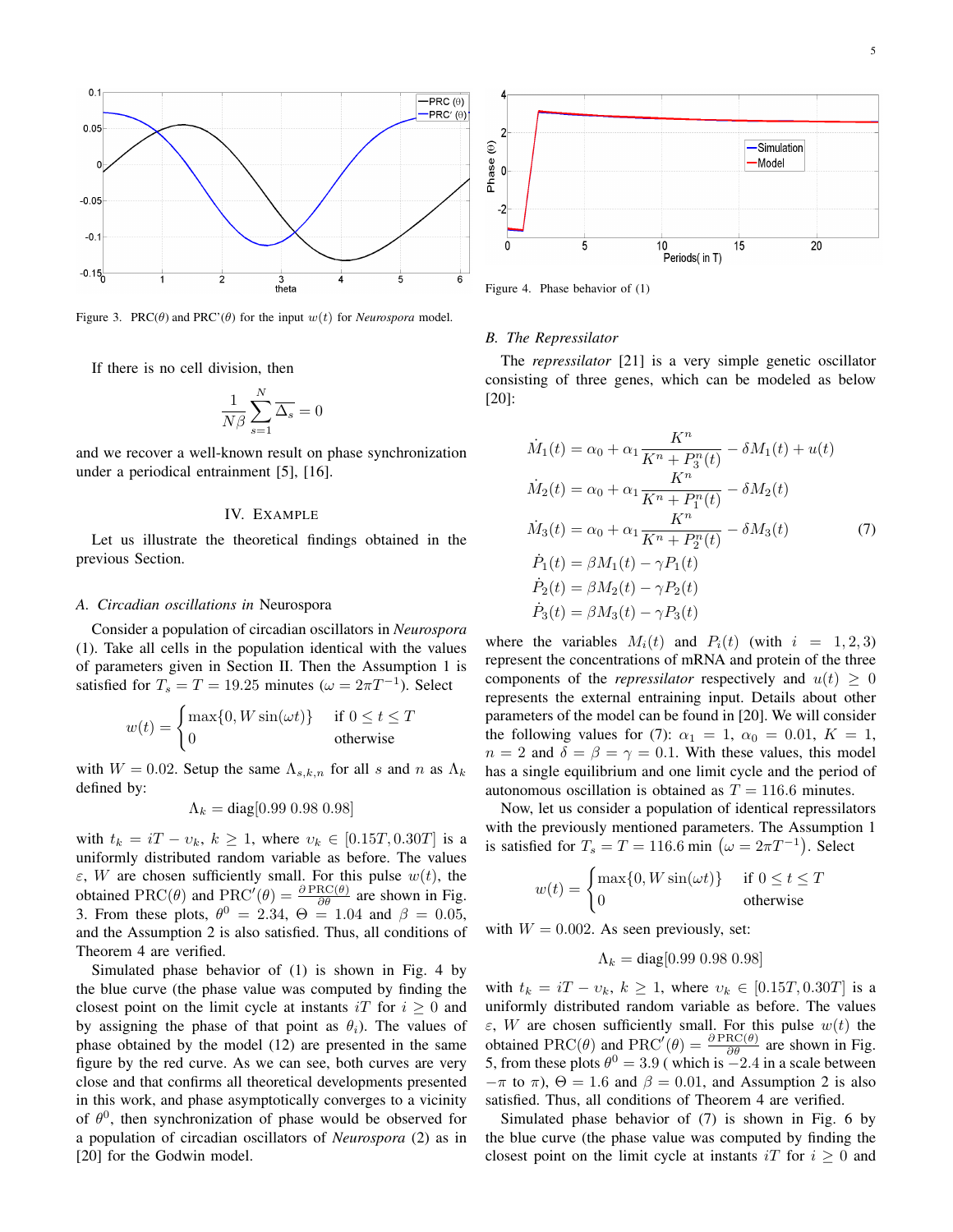Figure 3. PRC($\theta$) and PRC'($\theta$) for the input $w(t)$ for *Neurospora* model.

If there is no cell division, then

$$\frac{1}{N\beta}\sum_{s=1}^{N}\overline{\Delta}_s = 0$$

and we recover a well-known result on phase synchronization under a periodical entrainment [5], [16].

## IV. Example

Let us illustrate the theoretical findings obtained in the previous Section.

### A. Circadian oscillations in Neurospora

Consider a population of circadian oscillators in *Neurospora* (1). Take all cells in the population identical with the values of parameters given in Section II. Then the Assumption 1 is satisfied for $T_s = T = 19.25$ minutes ($\omega = 2\pi T^{-1}$). Select

$$w(t) = \begin{cases} \max\{0, W\sin(\omega t)\} & \text{if } 0 \le t \le T \\ 0 & \text{otherwise} \end{cases}$$

with $W = 0.02$. Setup the same $\Lambda_{s,k,n}$ for all $s$ and $n$ as $\Lambda_k$ defined by:

$$\Lambda_k = \text{diag}[0.99\ 0.98\ 0.98]$$

with $t_k = iT - \upsilon_k$, $k \ge 1$, where $\upsilon_k \in [0.15T, 0.30T]$ is a uniformly distributed random variable as before. The values $\varepsilon$, $W$ are chosen sufficiently small. For this pulse $w(t)$, the obtained PRC($\theta$) and $\text{PRC}'(\theta) = \frac{\partial\, \text{PRC}(\theta)}{\partial \theta}$ are shown in Fig. 3. From these plots, $\theta^0 = 2.34$, $\Theta = 1.04$ and $\beta = 0.05$, and the Assumption 2 is also satisfied. Thus, all conditions of Theorem 4 are verified.

Simulated phase behavior of (1) is shown in Fig. 4 by the blue curve (the phase value was computed by finding the closest point on the limit cycle at instants $iT$ for $i \ge 0$ and by assigning the phase of that point as $\theta_i$). The values of phase obtained by the model (12) are presented in the same figure by the red curve. As we can see, both curves are very close and that confirms all theoretical developments presented in this work, and phase asymptotically converges to a vicinity of $\theta^0$, then synchronization of phase would be observed for a population of circadian oscillators of *Neurospora* (2) as in [20] for the Godwin model.

Figure 4. Phase behavior of (1)

### B. The Repressilator

The *repressilator* [21] is a very simple genetic oscillator consisting of three genes, which can be modeled as below [20]:

$$\begin{aligned}
\dot{M}_1(t) &= \alpha_0 + \alpha_1 \frac{K^n}{K^n + P_3^n(t)} - \delta M_1(t) + u(t) \\
\dot{M}_2(t) &= \alpha_0 + \alpha_1 \frac{K^n}{K^n + P_1^n(t)} - \delta M_2(t) \\
\dot{M}_3(t) &= \alpha_0 + \alpha_1 \frac{K^n}{K^n + P_2^n(t)} - \delta M_3(t) \\
\dot{P}_1(t) &= \beta M_1(t) - \gamma P_1(t) \\
\dot{P}_2(t) &= \beta M_2(t) - \gamma P_2(t) \\
\dot{P}_3(t) &= \beta M_3(t) - \gamma P_3(t)
\end{aligned} \tag{7}$$

where the variables $M_i(t)$ and $P_i(t)$ (with $i = 1, 2, 3$) represent the concentrations of mRNA and protein of the three components of the *repressilator* respectively and $u(t) \ge 0$ represents the external entraining input. Details about other parameters of the model can be found in [20]. We will consider the following values for (7): $\alpha_1 = 1$, $\alpha_0 = 0.01$, $K = 1$, $n = 2$ and $\delta = \beta = \gamma = 0.1$. With these values, this model has a single equilibrium and one limit cycle and the period of autonomous oscillation is obtained as $T = 116.6$ minutes.

Now, let us consider a population of identical repressilators with the previously mentioned parameters. The Assumption 1 is satisfied for $T_s = T = 116.6$ min $\left(\omega = 2\pi T^{-1}\right)$. Select

$$w(t) = \begin{cases} \max\{0, W\sin(\omega t)\} & \text{if } 0 \le t \le T \\ 0 & \text{otherwise} \end{cases}$$

with $W = 0.002$. As seen previously, set:

$$\Lambda_k = \text{diag}[0.99\ 0.98\ 0.98]$$

with $t_k = iT - \upsilon_k$, $k \ge 1$, where $\upsilon_k \in [0.15T, 0.30T]$ is a uniformly distributed random variable as before. The values $\varepsilon$, $W$ are chosen sufficiently small. For this pulse $w(t)$ the obtained PRC($\theta$) and $\text{PRC}'(\theta) = \frac{\partial\, \text{PRC}(\theta)}{\partial \theta}$ are shown in Fig. 5, from these plots $\theta^0 = 3.9$ ( which is $-2.4$ in a scale between $-\pi$ to $\pi$), $\Theta = 1.6$ and $\beta = 0.01$, and Assumption 2 is also satisfied. Thus, all conditions of Theorem 4 are verified.

Simulated phase behavior of (7) is shown in Fig. 6 by the blue curve (the phase value was computed by finding the closest point on the limit cycle at instants $iT$ for $i \ge 0$ and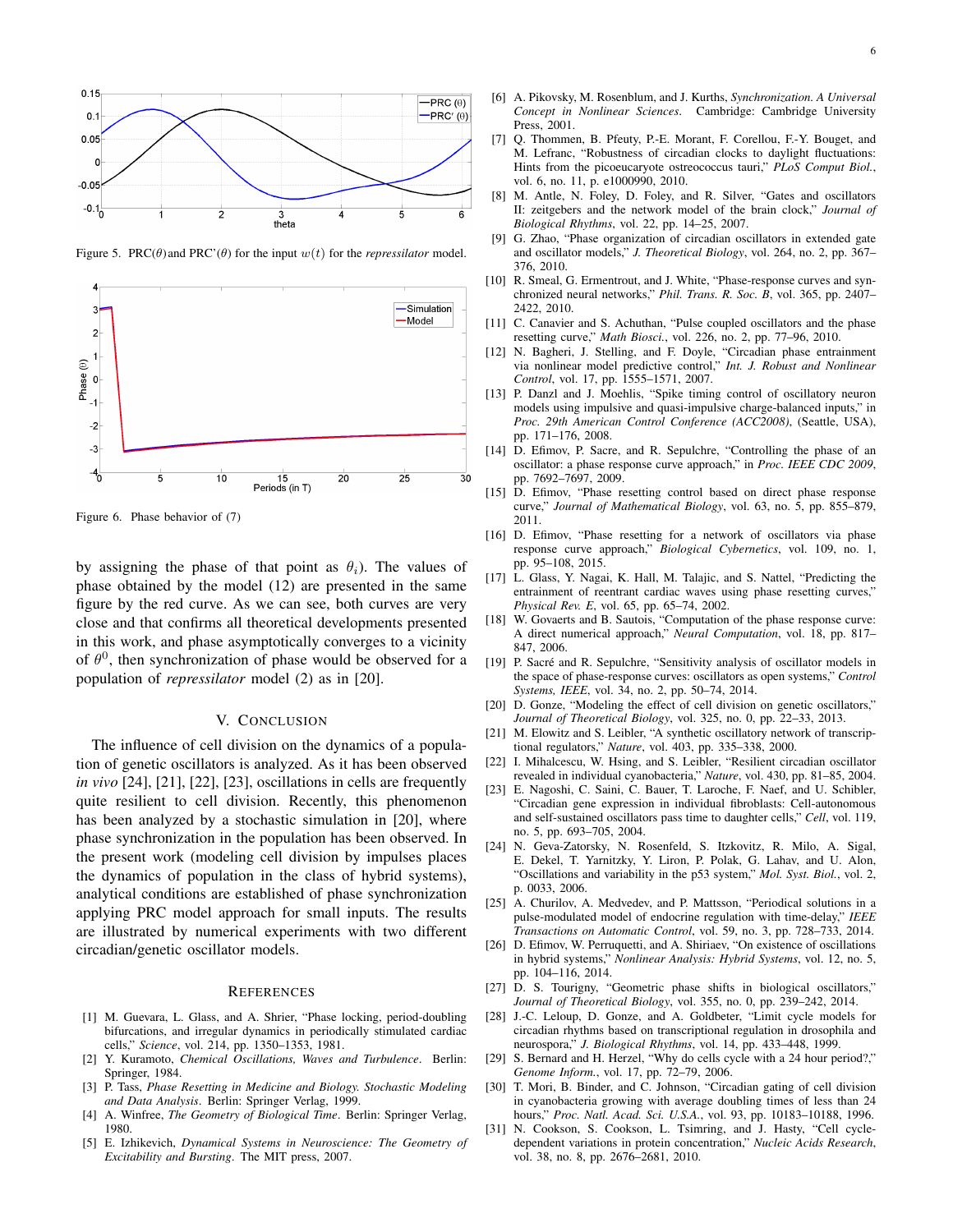Figure 5. PRC($\theta$) and PRC'($\theta$) for the input $w(t)$ for the *repressilator* model.

Figure 6. Phase behavior of (7)

by assigning the phase of that point as $\theta_i$). The values of phase obtained by the model (12) are presented in the same figure by the red curve. As we can see, both curves are very close and that confirms all theoretical developments presented in this work, and phase asymptotically converges to a vicinity of $\theta^0$, then synchronization of phase would be observed for a population of *repressilator* model (2) as in [20].

## V. Conclusion

The influence of cell division on the dynamics of a population of genetic oscillators is analyzed. As it has been observed *in vivo* [24], [21], [22], [23], oscillations in cells are frequently quite resilient to cell division. Recently, this phenomenon has been analyzed by a stochastic simulation in [20], where phase synchronization in the population has been observed. In the present work (modeling cell division by impulses places the dynamics of population in the class of hybrid systems), analytical conditions are established of phase synchronization applying PRC model approach for small inputs. The results are illustrated by numerical experiments with two different circadian/genetic oscillator models.

## References

[1] M. Guevara, L. Glass, and A. Shrier, "Phase locking, period-doubling bifurcations, and irregular dynamics in periodically stimulated cardiac cells," *Science*, vol. 214, pp. 1350–1353, 1981.

[2] Y. Kuramoto, *Chemical Oscillations, Waves and Turbulence*. Berlin: Springer, 1984.

[3] P. Tass, *Phase Resetting in Medicine and Biology. Stochastic Modeling and Data Analysis*. Berlin: Springer Verlag, 1999.

[4] A. Winfree, *The Geometry of Biological Time*. Berlin: Springer Verlag, 1980.

[5] E. Izhikevich, *Dynamical Systems in Neuroscience: The Geometry of Excitability and Bursting*. The MIT press, 2007.

[6] A. Pikovsky, M. Rosenblum, and J. Kurths, *Synchronization. A Universal Concept in Nonlinear Sciences*. Cambridge: Cambridge University Press, 2001.

[7] Q. Thommen, B. Pfeuty, P.-E. Morant, F. Corellou, F.-Y. Bouget, and M. Lefranc, "Robustness of circadian clocks to daylight fluctuations: Hints from the picoeucaryote ostreococcus tauri," *PLoS Comput Biol.*, vol. 6, no. 11, p. e1000990, 2010.

[8] M. Antle, N. Foley, D. Foley, and R. Silver, "Gates and oscillators II: zeitgebers and the network model of the brain clock," *Journal of Biological Rhythms*, vol. 22, pp. 14–25, 2007.

[9] G. Zhao, "Phase organization of circadian oscillators in extended gate and oscillator models," *J. Theoretical Biology*, vol. 264, no. 2, pp. 367–376, 2010.

[10] R. Smeal, G. Ermentrout, and J. White, "Phase-response curves and synchronized neural networks," *Phil. Trans. R. Soc. B*, vol. 365, pp. 2407–2422, 2010.

[11] C. Canavier and S. Achuthan, "Pulse coupled oscillators and the phase resetting curve," *Math Biosci.*, vol. 226, no. 2, pp. 77–96, 2010.

[12] N. Bagheri, J. Stelling, and F. Doyle, "Circadian phase entrainment via nonlinear model predictive control," *Int. J. Robust and Nonlinear Control*, vol. 17, pp. 1555–1571, 2007.

[13] P. Danzl and J. Moehlis, "Spike timing control of oscillatory neuron models using impulsive and quasi-impulsive charge-balanced inputs," in *Proc. 29th American Control Conference (ACC2008)*, (Seattle, USA), pp. 171–176, 2008.

[14] D. Efimov, P. Sacre, and R. Sepulchre, "Controlling the phase of an oscillator: a phase response curve approach," in *Proc. IEEE CDC 2009*, pp. 7692–7697, 2009.

[15] D. Efimov, "Phase resetting control based on direct phase response curve," *Journal of Mathematical Biology*, vol. 63, no. 5, pp. 855–879, 2011.

[16] D. Efimov, "Phase resetting for a network of oscillators via phase response curve approach," *Biological Cybernetics*, vol. 109, no. 1, pp. 95–108, 2015.

[17] L. Glass, Y. Nagai, K. Hall, M. Talajic, and S. Nattel, "Predicting the entrainment of reentrant cardiac waves using phase resetting curves," *Physical Rev. E*, vol. 65, pp. 65–74, 2002.

[18] W. Govaerts and B. Sautois, "Computation of the phase response curve: A direct numerical approach," *Neural Computation*, vol. 18, pp. 817–847, 2006.

[19] P. Sacré and R. Sepulchre, "Sensitivity analysis of oscillator models in the space of phase-response curves: oscillators as open systems," *Control Systems, IEEE*, vol. 34, no. 2, pp. 50–74, 2014.

[20] D. Gonze, "Modeling the effect of cell division on genetic oscillators," *Journal of Theoretical Biology*, vol. 325, no. 0, pp. 22–33, 2013.

[21] M. Elowitz and S. Leibler, "A synthetic oscillatory network of transcriptional regulators," *Nature*, vol. 403, pp. 335–338, 2000.

[22] I. Mihalcescu, W. Hsing, and S. Leibler, "Resilient circadian oscillator revealed in individual cyanobacteria," *Nature*, vol. 430, pp. 81–85, 2004.

[23] E. Nagoshi, C. Saini, C. Bauer, T. Laroche, F. Naef, and U. Schibler, "Circadian gene expression in individual fibroblasts: Cell-autonomous and self-sustained oscillators pass time to daughter cells," *Cell*, vol. 119, no. 5, pp. 693–705, 2004.

[24] N. Geva-Zatorsky, N. Rosenfeld, S. Itzkovitz, R. Milo, A. Sigal, E. Dekel, T. Yarnitzky, Y. Liron, P. Polak, G. Lahav, and U. Alon, "Oscillations and variability in the p53 system," *Mol. Syst. Biol.*, vol. 2, p. 0033, 2006.

[25] A. Churilov, A. Medvedev, and P. Mattsson, "Periodical solutions in a pulse-modulated model of endocrine regulation with time-delay," *IEEE Transactions on Automatic Control*, vol. 59, no. 3, pp. 728–733, 2014.

[26] D. Efimov, W. Perruquetti, and A. Shiriaev, "On existence of oscillations in hybrid systems," *Nonlinear Analysis: Hybrid Systems*, vol. 12, no. 5, pp. 104–116, 2014.

[27] D. S. Tourigny, "Geometric phase shifts in biological oscillators," *Journal of Theoretical Biology*, vol. 355, no. 0, pp. 239–242, 2014.

[28] J.-C. Leloup, D. Gonze, and A. Goldbeter, "Limit cycle models for circadian rhythms based on transcriptional regulation in drosophila and neurospora," *J. Biological Rhythms*, vol. 14, pp. 433–448, 1999.

[29] S. Bernard and H. Herzel, "Why do cells cycle with a 24 hour period?," *Genome Inform.*, vol. 17, pp. 72–79, 2006.

[30] T. Mori, B. Binder, and C. Johnson, "Circadian gating of cell division in cyanobacteria growing with average doubling times of less than 24 hours," *Proc. Natl. Acad. Sci. U.S.A.*, vol. 93, pp. 10183–10188, 1996.

[31] N. Cookson, S. Cookson, L. Tsimring, and J. Hasty, "Cell cycle-dependent variations in protein concentration," *Nucleic Acids Research*, vol. 38, no. 8, pp. 2676–2681, 2010.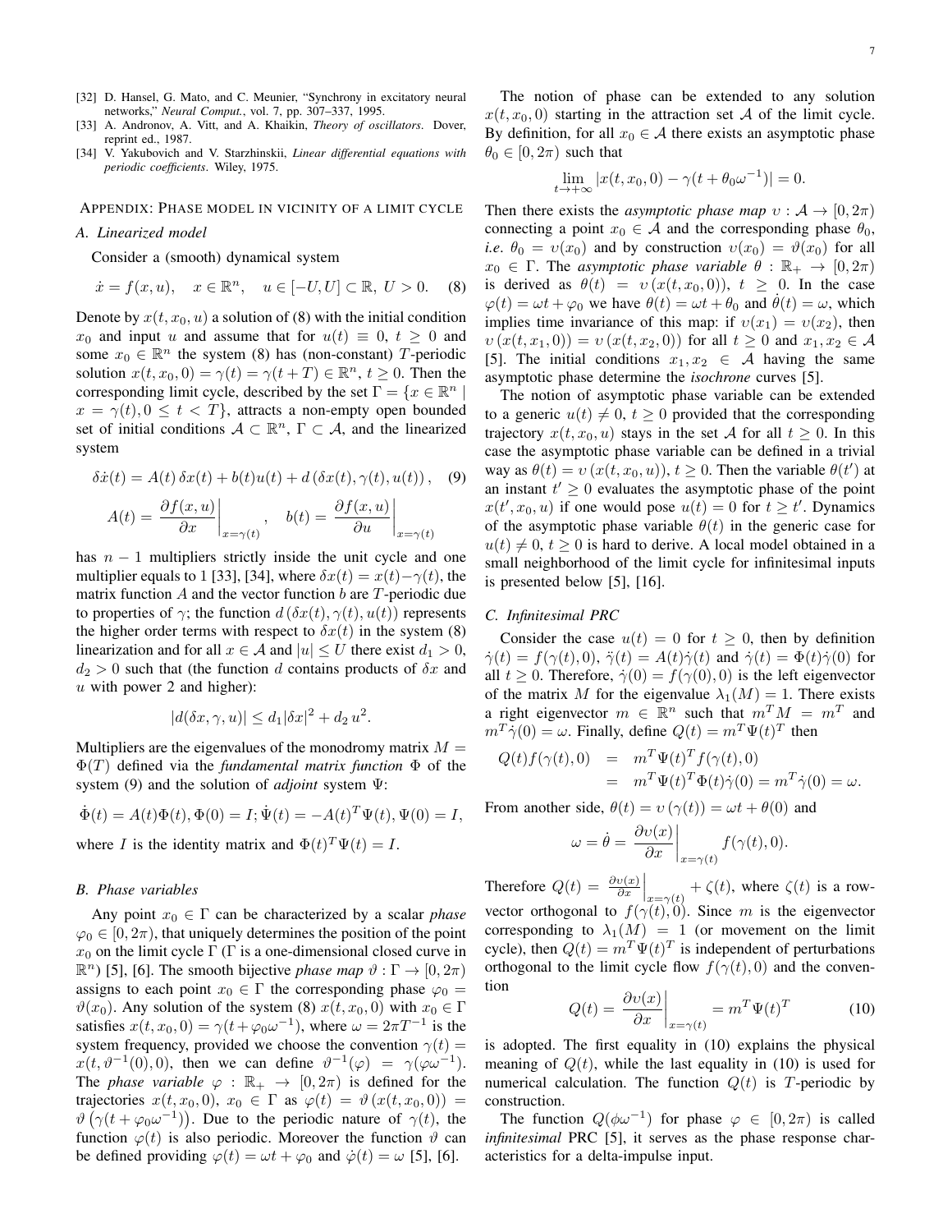[32] D. Hansel, G. Mato, and C. Meunier, "Synchrony in excitatory neural networks," *Neural Comput.*, vol. 7, pp. 307–337, 1995.

[33] A. Andronov, A. Vitt, and A. Khaikin, *Theory of oscillators*. Dover, reprint ed., 1987.

[34] V. Yakubovich and V. Starzhinskii, *Linear differential equations with periodic coefficients*. Wiley, 1975.

## Appendix: Phase model in vicinity of a limit cycle

### A. Linearized model

Consider a (smooth) dynamical system

$$\dot{x} = f(x,u), \quad x \in \mathbb{R}^n, \quad u \in [-U,U] \subset \mathbb{R},\ U > 0. \quad (8)$$

Denote by $x(t,x_0,u)$ a solution of (8) with the initial condition $x_0$ and input $u$ and assume that for $u(t) \equiv 0$, $t \geq 0$ and some $x_0 \in \mathbb{R}^n$ the system (8) has (non-constant) $T$-periodic solution $x(t,x_0,0) = \gamma(t) = \gamma(t+T) \in \mathbb{R}^n$, $t \geq 0$. Then the corresponding limit cycle, described by the set $\Gamma = \{x \in \mathbb{R}^n \mid x = \gamma(t), 0 \leq t < T\}$, attracts a non-empty open bounded set of initial conditions $\mathcal{A} \subset \mathbb{R}^n$, $\Gamma \subset \mathcal{A}$, and the linearized system

$$\delta\dot{x}(t) = A(t)\,\delta x(t) + b(t)u(t) + d\left(\delta x(t), \gamma(t), u(t)\right), \quad (9)$$

$$A(t) = \left.\frac{\partial f(x,u)}{\partial x}\right|_{x=\gamma(t)}, \quad b(t) = \left.\frac{\partial f(x,u)}{\partial u}\right|_{x=\gamma(t)}$$

has $n-1$ multipliers strictly inside the unit cycle and one multiplier equals to 1 [33], [34], where $\delta x(t) = x(t) - \gamma(t)$, the matrix function $A$ and the vector function $b$ are $T$-periodic due to properties of $\gamma$; the function $d\left(\delta x(t), \gamma(t), u(t)\right)$ represents the higher order terms with respect to $\delta x(t)$ in the system (8) linearization and for all $x \in \mathcal{A}$ and $|u| \leq U$ there exist $d_1 > 0$, $d_2 > 0$ such that (the function $d$ contains products of $\delta x$ and $u$ with power 2 and higher):

$$|d(\delta x, \gamma, u)| \leq d_1 |\delta x|^2 + d_2\, u^2.$$

Multipliers are the eigenvalues of the monodromy matrix $M = \Phi(T)$ defined via the *fundamental matrix function* $\Phi$ of the system (9) and the solution of *adjoint* system $\Psi$:

$$\dot{\Phi}(t) = A(t)\Phi(t), \Phi(0) = I; \dot{\Psi}(t) = -A(t)^T\Psi(t), \Psi(0) = I,$$

where $I$ is the identity matrix and $\Phi(t)^T\Psi(t) = I$.

### B. Phase variables

Any point $x_0 \in \Gamma$ can be characterized by a scalar *phase* $\varphi_0 \in [0, 2\pi)$, that uniquely determines the position of the point $x_0$ on the limit cycle $\Gamma$ ($\Gamma$ is a one-dimensional closed curve in $\mathbb{R}^n$) [5], [6]. The smooth bijective *phase map* $\vartheta : \Gamma \to [0, 2\pi)$ assigns to each point $x_0 \in \Gamma$ the corresponding phase $\varphi_0 = \vartheta(x_0)$. Any solution of the system (8) $x(t,x_0,0)$ with $x_0 \in \Gamma$ satisfies $x(t,x_0,0) = \gamma(t + \varphi_0\omega^{-1})$, where $\omega = 2\pi T^{-1}$ is the system frequency, provided we choose the convention $\gamma(t) = x(t, \vartheta^{-1}(0), 0)$, then we can define $\vartheta^{-1}(\varphi) = \gamma(\varphi\omega^{-1})$. The *phase variable* $\varphi : \mathbb{R}_+ \to [0, 2\pi)$ is defined for the trajectories $x(t,x_0,0)$, $x_0 \in \Gamma$ as $\varphi(t) = \vartheta\left(x(t,x_0,0)\right) = \vartheta\left(\gamma(t + \varphi_0\omega^{-1})\right)$. Due to the periodic nature of $\gamma(t)$, the function $\varphi(t)$ is also periodic. Moreover the function $\vartheta$ can be defined providing $\varphi(t) = \omega t + \varphi_0$ and $\dot{\varphi}(t) = \omega$ [5], [6].

The notion of phase can be extended to any solution $x(t,x_0,0)$ starting in the attraction set $\mathcal{A}$ of the limit cycle. By definition, for all $x_0 \in \mathcal{A}$ there exists an asymptotic phase $\theta_0 \in [0, 2\pi)$ such that

$$\lim_{t \to +\infty} |x(t,x_0,0) - \gamma(t + \theta_0\omega^{-1})| = 0.$$

Then there exists the *asymptotic phase map* $\upsilon : \mathcal{A} \to [0, 2\pi)$ connecting a point $x_0 \in \mathcal{A}$ and the corresponding phase $\theta_0$, *i.e.* $\theta_0 = \upsilon(x_0)$ and by construction $\upsilon(x_0) = \vartheta(x_0)$ for all $x_0 \in \Gamma$. The *asymptotic phase variable* $\theta : \mathbb{R}_+ \to [0, 2\pi)$ is derived as $\theta(t) = \upsilon\left(x(t,x_0,0)\right)$, $t \geq 0$. In the case $\varphi(t) = \omega t + \varphi_0$ we have $\theta(t) = \omega t + \theta_0$ and $\dot{\theta}(t) = \omega$, which implies time invariance of this map: if $\upsilon(x_1) = \upsilon(x_2)$, then $\upsilon\left(x(t,x_1,0)\right) = \upsilon\left(x(t,x_2,0)\right)$ for all $t \geq 0$ and $x_1, x_2 \in \mathcal{A}$ [5]. The initial conditions $x_1, x_2 \in \mathcal{A}$ having the same asymptotic phase determine the *isochrone* curves [5].

The notion of asymptotic phase variable can be extended to a generic $u(t) \neq 0$, $t \geq 0$ provided that the corresponding trajectory $x(t,x_0,u)$ stays in the set $\mathcal{A}$ for all $t \geq 0$. In this case the asymptotic phase variable can be defined in a trivial way as $\theta(t) = \upsilon\left(x(t,x_0,u)\right)$, $t \geq 0$. Then the variable $\theta(t')$ at an instant $t' \geq 0$ evaluates the asymptotic phase of the point $x(t',x_0,u)$ if one would pose $u(t) = 0$ for $t \geq t'$. Dynamics of the asymptotic phase variable $\theta(t)$ in the generic case for $u(t) \neq 0$, $t \geq 0$ is hard to derive. A local model obtained in a small neighborhood of the limit cycle for infinitesimal inputs is presented below [5], [16].

### C. Infinitesimal PRC

Consider the case $u(t) = 0$ for $t \geq 0$, then by definition $\dot{\gamma}(t) = f(\gamma(t), 0)$, $\ddot{\gamma}(t) = A(t)\dot{\gamma}(t)$ and $\dot{\gamma}(t) = \Phi(t)\dot{\gamma}(0)$ for all $t \geq 0$. Therefore, $\dot{\gamma}(0) = f(\gamma(0), 0)$ is the left eigenvector of the matrix $M$ for the eigenvalue $\lambda_1(M) = 1$. There exists a right eigenvector $m \in \mathbb{R}^n$ such that $m^T M = m^T$ and $m^T\dot{\gamma}(0) = \omega$. Finally, define $Q(t) = m^T\Psi(t)^T$ then

$$\begin{aligned} Q(t)f(\gamma(t),0) &= m^T\Psi(t)^T f(\gamma(t),0) \\ &= m^T\Psi(t)^T\Phi(t)\dot{\gamma}(0) = m^T\dot{\gamma}(0) = \omega. \end{aligned}$$

From another side, $\theta(t) = \upsilon\left(\gamma(t)\right) = \omega t + \theta(0)$ and

$$\omega = \dot{\theta} = \left.\frac{\partial \upsilon(x)}{\partial x}\right|_{x=\gamma(t)} f(\gamma(t),0).$$

Therefore $Q(t) = \left.\frac{\partial \upsilon(x)}{\partial x}\right|_{x=\gamma(t)} + \zeta(t)$, where $\zeta(t)$ is a row-vector orthogonal to $f(\gamma(t),0)$. Since $m$ is the eigenvector corresponding to $\lambda_1(M) = 1$ (or movement on the limit cycle), then $Q(t) = m^T\Psi(t)^T$ is independent of perturbations orthogonal to the limit cycle flow $f(\gamma(t),0)$ and the convention

$$Q(t) = \left.\frac{\partial \upsilon(x)}{\partial x}\right|_{x=\gamma(t)} = m^T\Psi(t)^T \quad (10)$$

is adopted. The first equality in (10) explains the physical meaning of $Q(t)$, while the last equality in (10) is used for numerical calculation. The function $Q(t)$ is $T$-periodic by construction.

The function $Q(\phi\omega^{-1})$ for phase $\varphi \in [0, 2\pi)$ is called *infinitesimal* PRC [5], it serves as the phase response characteristics for a delta-impulse input.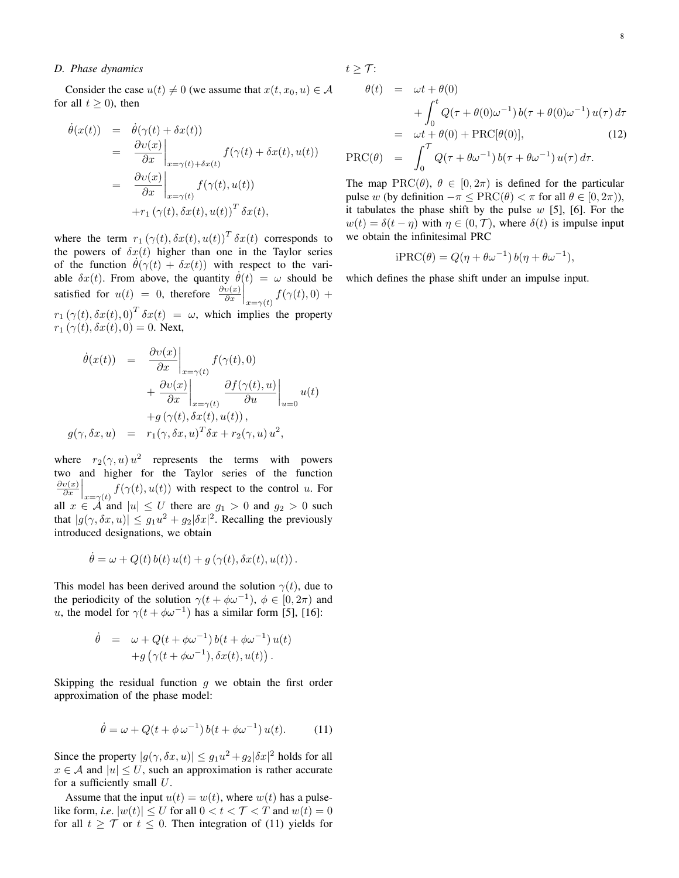### D. Phase dynamics

Consider the case $u(t) \neq 0$ (we assume that $x(t, x_0, u) \in \mathcal{A}$ for all $t \geq 0$), then

$$
\begin{aligned}
\dot{\theta}(x(t)) &= \dot{\theta}(\gamma(t) + \delta x(t)) \\
&= \left.\frac{\partial \upsilon(x)}{\partial x}\right|_{x=\gamma(t)+\delta x(t)} f(\gamma(t) + \delta x(t), u(t)) \\
&= \left.\frac{\partial \upsilon(x)}{\partial x}\right|_{x=\gamma(t)} f(\gamma(t), u(t)) \\
&\quad + r_1\left(\gamma(t), \delta x(t), u(t)\right)^T \delta x(t),
\end{aligned}
$$

where the term $r_1\left(\gamma(t), \delta x(t), u(t)\right)^T \delta x(t)$ corresponds to the powers of $\delta x(t)$ higher than one in the Taylor series of the function $\dot{\theta}(\gamma(t) + \delta x(t))$ with respect to the variable $\delta x(t)$. From above, the quantity $\dot{\theta}(t) = \omega$ should be satisfied for $u(t) = 0$, therefore $\left.\frac{\partial \upsilon(x)}{\partial x}\right|_{x=\gamma(t)} f(\gamma(t), 0) + r_1\left(\gamma(t), \delta x(t), 0\right)^T \delta x(t) = \omega$, which implies the property $r_1\left(\gamma(t), \delta x(t), 0\right) = 0$. Next,

$$
\begin{aligned}
\dot{\theta}(x(t)) &= \left.\frac{\partial \upsilon(x)}{\partial x}\right|_{x=\gamma(t)} f(\gamma(t), 0) \\
&\quad + \left.\frac{\partial \upsilon(x)}{\partial x}\right|_{x=\gamma(t)} \left.\frac{\partial f(\gamma(t), u)}{\partial u}\right|_{u=0} u(t) \\
&\quad + g\left(\gamma(t), \delta x(t), u(t)\right), \\
g(\gamma, \delta x, u) &= r_1(\gamma, \delta x, u)^T \delta x + r_2(\gamma, u)\, u^2,
\end{aligned}
$$

where $r_2(\gamma, u)\, u^2$ represents the terms with powers two and higher for the Taylor series of the function $\left.\frac{\partial \upsilon(x)}{\partial x}\right|_{x=\gamma(t)} f(\gamma(t), u(t))$ with respect to the control $u$. For all $x \in \mathcal{A}$ and $|u| \leq U$ there are $g_1 > 0$ and $g_2 > 0$ such that $|g(\gamma, \delta x, u)| \leq g_1 u^2 + g_2 |\delta x|^2$. Recalling the previously introduced designations, we obtain

$$
\dot{\theta} = \omega + Q(t)\, b(t)\, u(t) + g\left(\gamma(t), \delta x(t), u(t)\right).
$$

This model has been derived around the solution $\gamma(t)$, due to the periodicity of the solution $\gamma(t + \phi\omega^{-1})$, $\phi \in [0, 2\pi)$ and $u$, the model for $\gamma(t + \phi\omega^{-1})$ has a similar form [5], [16]:

$$
\begin{aligned}
\dot{\theta} &= \omega + Q(t + \phi\omega^{-1})\, b(t + \phi\omega^{-1})\, u(t) \\
&\quad + g\left(\gamma(t + \phi\omega^{-1}), \delta x(t), u(t)\right).
\end{aligned}
$$

Skipping the residual function $g$ we obtain the first order approximation of the phase model:

$$
\dot{\theta} = \omega + Q(t + \phi\,\omega^{-1})\, b(t + \phi\omega^{-1})\, u(t). \tag{11}
$$

Since the property $|g(\gamma, \delta x, u)| \leq g_1 u^2 + g_2 |\delta x|^2$ holds for all $x \in \mathcal{A}$ and $|u| \leq U$, such an approximation is rather accurate for a sufficiently small $U$.

Assume that the input $u(t) = w(t)$, where $w(t)$ has a pulse-like form, *i.e.* $|w(t)| \leq U$ for all $0 < t < \mathcal{T} < T$ and $w(t) = 0$ for all $t \geq \mathcal{T}$ or $t \leq 0$. Then integration of (11) yields for $t \geq \mathcal{T}$:

$$
\begin{aligned}
\theta(t) &= \omega t + \theta(0) \\
&\quad + \int_0^t Q(\tau + \theta(0)\omega^{-1})\, b(\tau + \theta(0)\omega^{-1})\, u(\tau)\, d\tau \\
&= \omega t + \theta(0) + \mathrm{PRC}[\theta(0)], \qquad (12) \\
\mathrm{PRC}(\theta) &= \int_0^{\mathcal{T}} Q(\tau + \theta\omega^{-1})\, b(\tau + \theta\omega^{-1})\, u(\tau)\, d\tau.
\end{aligned}
$$

The map $\mathrm{PRC}(\theta)$, $\theta \in [0, 2\pi)$ is defined for the particular pulse $w$ (by definition $-\pi \leq \mathrm{PRC}(\theta) < \pi$ for all $\theta \in [0, 2\pi)$), it tabulates the phase shift by the pulse $w$ [5], [6]. For the $w(t) = \delta(t - \eta)$ with $\eta \in (0, \mathcal{T})$, where $\delta(t)$ is impulse input we obtain the infinitesimal PRC

$$
\mathrm{iPRC}(\theta) = Q(\eta + \theta\omega^{-1})\, b(\eta + \theta\omega^{-1}),
$$

which defines the phase shift under an impulse input.